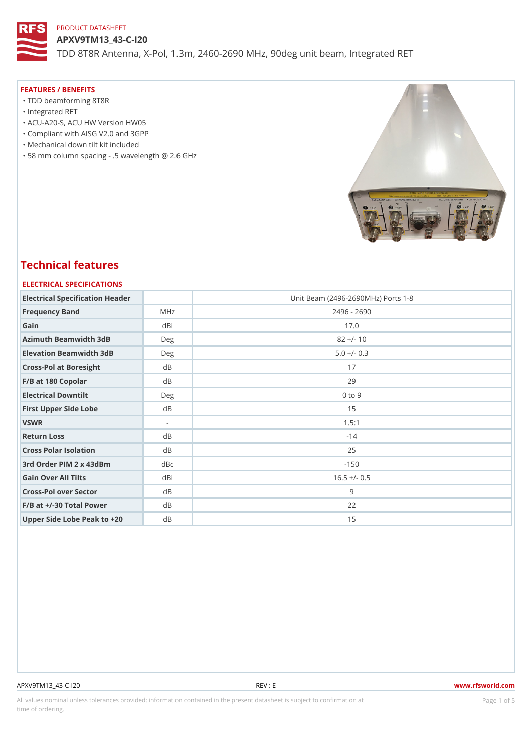PRODUCT DATASHEET

# APXV9TM13_43-C-I20

TDD 8T8R Antenna, X-Pol, 1.3m, 2460-2690 MHz, 90deg unit beam, Integrated RET

## FEATURES / BENEFITS

- TDD beamforming 8T8R
- Integrated RET
- ACU-A20-S, ACU HW Version HW05
- Compliant with AISG V2.0 and 3GPP
- Mechanical down tilt kit included
- 58 mm column spacing - .5 wavelength @ 2.6 GHz

# Technical features

## ELECTRICAL SPECIFICATIONS

| Electrical Specification Header | | Unit Beam (2496-2690MHz) Ports 1-8 |
|---|---|---|
| Frequency Band | MHz | 2496 - 2690 |
| Gain | dBi | 17.0 |
| Azimuth Beamwidth 3dB | Deg | 82 +/- 10 |
| Elevation Beamwidth 3dB | Deg | 5.0 +/- 0.3 |
| Cross-Pol at Boresight | dB | 17 |
| F/B at 180 Copolar | dB | 29 |
| Electrical Downtilt | Deg | 0 to 9 |
| First Upper Side Lobe | dB | 15 |
| VSWR | - | 1.5:1 |
| Return Loss | dB | -14 |
| Cross Polar Isolation | dB | 25 |
| 3rd Order PIM 2 x 43dBm | dBc | -150 |
| Gain Over All Tilts | dBi | 16.5 +/- 0.5 |
| Cross-Pol over Sector | dB | 9 |
| F/B at +/-30 Total Power | dB | 22 |
| Upper Side Lobe Peak to +20 | dB | 15 |

All values nominal unless tolerances provided; information contained in the present datasheet is subject to confirmation at time of ordering.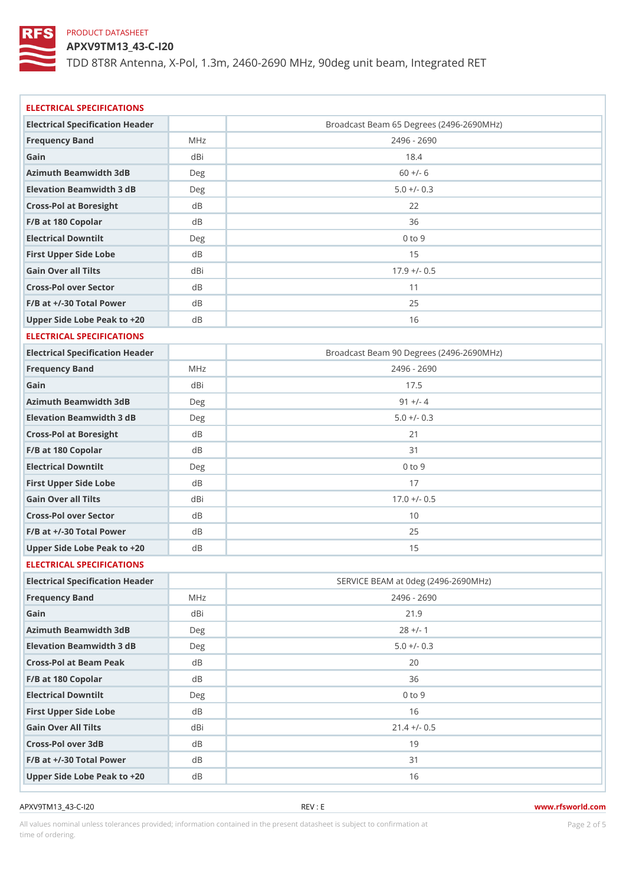PRODUCT DATASHEET

# APXV9TM13_43-C-I20

TDD 8T8R Antenna, X-Pol, 1.3m, 2460-2690 MHz, 90deg unit beam, Integrated RET

## ELECTRICAL SPECIFICATIONS

| Electrical Specification Header | | Broadcast Beam 65 Degrees (2496-2690MHz) |
|---|---|---|
| Frequency Band | MHz | 2496 - 2690 |
| Gain | dBi | 18.4 |
| Azimuth Beamwidth 3dB | Deg | 60 +/- 6 |
| Elevation Beamwidth 3 dB | Deg | 5.0 +/- 0.3 |
| Cross-Pol at Boresight | dB | 22 |
| F/B at 180 Copolar | dB | 36 |
| Electrical Downtilt | Deg | 0 to 9 |
| First Upper Side Lobe | dB | 15 |
| Gain Over all Tilts | dBi | 17.9 +/- 0.5 |
| Cross-Pol over Sector | dB | 11 |
| F/B at +/-30 Total Power | dB | 25 |
| Upper Side Lobe Peak to +20 | dB | 16 |

## ELECTRICAL SPECIFICATIONS

| Electrical Specification Header | | Broadcast Beam 90 Degrees (2496-2690MHz) |
|---|---|---|
| Frequency Band | MHz | 2496 - 2690 |
| Gain | dBi | 17.5 |
| Azimuth Beamwidth 3dB | Deg | 91 +/- 4 |
| Elevation Beamwidth 3 dB | Deg | 5.0 +/- 0.3 |
| Cross-Pol at Boresight | dB | 21 |
| F/B at 180 Copolar | dB | 31 |
| Electrical Downtilt | Deg | 0 to 9 |
| First Upper Side Lobe | dB | 17 |
| Gain Over all Tilts | dBi | 17.0 +/- 0.5 |
| Cross-Pol over Sector | dB | 10 |
| F/B at +/-30 Total Power | dB | 25 |
| Upper Side Lobe Peak to +20 | dB | 15 |

## ELECTRICAL SPECIFICATIONS

| Electrical Specification Header | | SERVICE BEAM at 0deg (2496-2690MHz) |
|---|---|---|
| Frequency Band | MHz | 2496 - 2690 |
| Gain | dBi | 21.9 |
| Azimuth Beamwidth 3dB | Deg | 28 +/- 1 |
| Elevation Beamwidth 3 dB | Deg | 5.0 +/- 0.3 |
| Cross-Pol at Beam Peak | dB | 20 |
| F/B at 180 Copolar | dB | 36 |
| Electrical Downtilt | Deg | 0 to 9 |
| First Upper Side Lobe | dB | 16 |
| Gain Over All Tilts | dBi | 21.4 +/- 0.5 |
| Cross-Pol over 3dB | dB | 19 |
| F/B at +/-30 Total Power | dB | 31 |
| Upper Side Lobe Peak to +20 | dB | 16 |

APXV9TM13_43-C-I20 REV : E www.rfsworld.com

All values nominal unless tolerances provided; information contained in the present datasheet is subject to confirmation at time of ordering.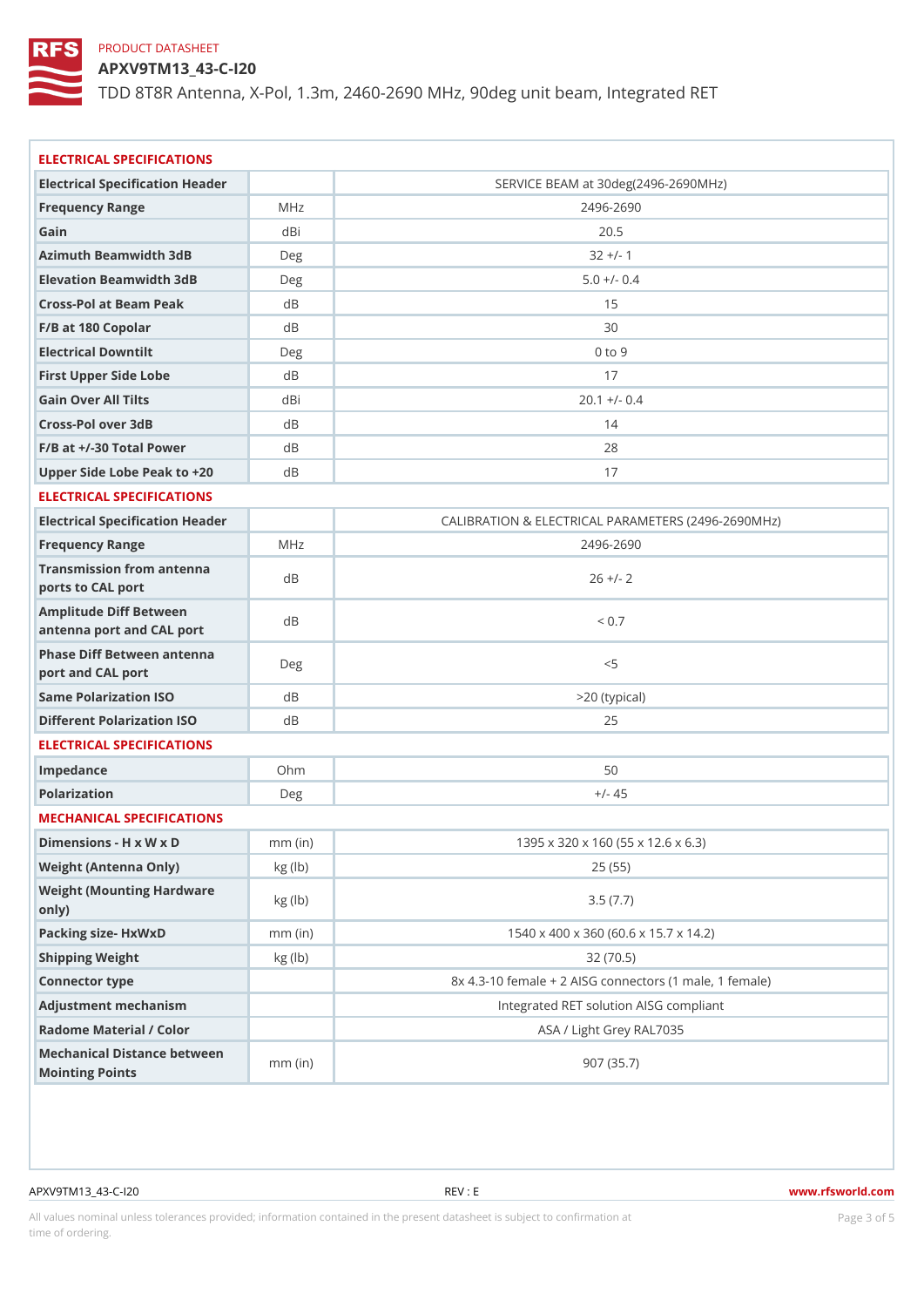PRODUCT DATASHEET

# APXV9TM13_43-C-I20

TDD 8T8R Antenna, X-Pol, 1.3m, 2460-2690 MHz, 90deg unit beam, Integrated RET

## ELECTRICAL SPECIFICATIONS

| Electrical Specification Header | | SERVICE BEAM at 30deg(2496-2690MHz) |
|---|---|---|
| Frequency Range | MHz | 2496-2690 |
| Gain | dBi | 20.5 |
| Azimuth Beamwidth 3dB | Deg | 32 +/- 1 |
| Elevation Beamwidth 3dB | Deg | 5.0 +/- 0.4 |
| Cross-Pol at Beam Peak | dB | 15 |
| F/B at 180 Copolar | dB | 30 |
| Electrical Downtilt | Deg | 0 to 9 |
| First Upper Side Lobe | dB | 17 |
| Gain Over All Tilts | dBi | 20.1 +/- 0.4 |
| Cross-Pol over 3dB | dB | 14 |
| F/B at +/-30 Total Power | dB | 28 |
| Upper Side Lobe Peak to +20 | dB | 17 |

## ELECTRICAL SPECIFICATIONS

| Electrical Specification Header | | CALIBRATION & ELECTRICAL PARAMETERS (2496-2690MHz) |
|---|---|---|
| Frequency Range | MHz | 2496-2690 |
| Transmission from antenna ports to CAL port | dB | 26 +/- 2 |
| Amplitude Diff Between antenna port and CAL port | dB | < 0.7 |
| Phase Diff Between antenna port and CAL port | Deg | <5 |
| Same Polarization ISO | dB | >20 (typical) |
| Different Polarization ISO | dB | 25 |

## ELECTRICAL SPECIFICATIONS

| | | |
|---|---|---|
| Impedance | Ohm | 50 |
| Polarization | Deg | +/- 45 |

## MECHANICAL SPECIFICATIONS

| | | |
|---|---|---|
| Dimensions - H x W x D | mm (in) | 1395 x 320 x 160 (55 x 12.6 x 6.3) |
| Weight (Antenna Only) | kg (lb) | 25 (55) |
| Weight (Mounting Hardware only) | kg (lb) | 3.5 (7.7) |
| Packing size- HxWxD | mm (in) | 1540 x 400 x 360 (60.6 x 15.7 x 14.2) |
| Shipping Weight | kg (lb) | 32 (70.5) |
| Connector type | | 8x 4.3-10 female + 2 AISG connectors (1 male, 1 female) |
| Adjustment mechanism | | Integrated RET solution AISG compliant |
| Radome Material / Color | | ASA / Light Grey RAL7035 |
| Mechanical Distance between Mointing Points | mm (in) | 907 (35.7) |

APXV9TM13_43-C-I20 REV : E www.rfsworld.com

All values nominal unless tolerances provided; information contained in the present datasheet is subject to confirmation at time of ordering.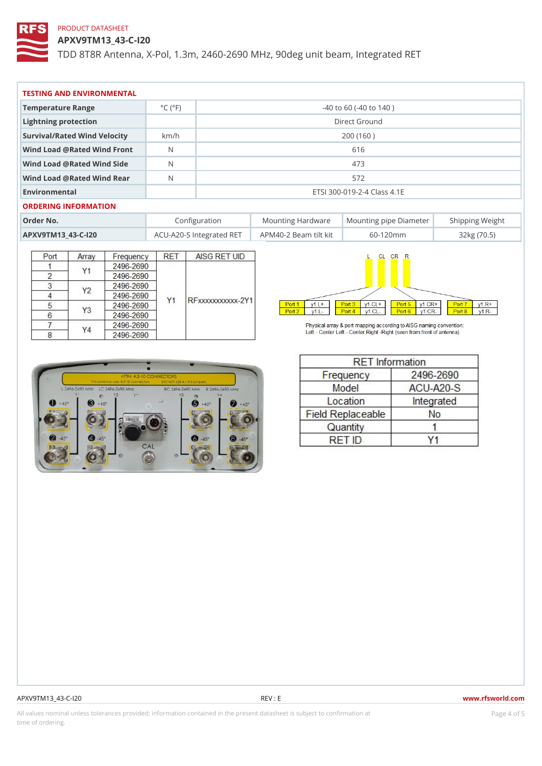PRODUCT DATASHEET

# APXV9TM13_43-C-I20

TDD 8T8R Antenna, X-Pol, 1.3m, 2460-2690 MHz, 90deg unit beam, Integrated RET

## TESTING AND ENVIRONMENTAL

| | | |
|---|---|---|
| Temperature Range | °C (°F) | -40 to 60 (-40 to 140 ) |
| Lightning protection | | Direct Ground |
| Survival/Rated Wind Velocity | km/h | 200 (160 ) |
| Wind Load @Rated Wind Front | N | 616 |
| Wind Load @Rated Wind Side | N | 473 |
| Wind Load @Rated Wind Rear | N | 572 |
| Environmental | | ETSI 300-019-2-4 Class 4.1E |

## ORDERING INFORMATION

| Order No. | Configuration | Mounting Hardware | Mounting pipe Diameter | Shipping Weight |
|---|---|---|---|---|
| APXV9TM13_43-C-I20 | ACU-A20-S Integrated RET | APM40-2 Beam tilt kit | 60-120mm | 32kg (70.5) |

| Port | Array | Frequency | RET | AISG RET UID |
|---|---|---|---|---|
| 1 | Y1 | 2496-2690 | Y1 | RFxxxxxxxxxxx-2Y1 |
| 2 | | 2496-2690 | | |
| 3 | Y2 | 2496-2690 | | |
| 4 | | 2496-2690 | | |
| 5 | Y3 | 2496-2690 | | |
| 6 | | 2496-2690 | | |
| 7 | Y4 | 2496-2690 | | |
| 8 | | 2496-2690 | | |

L CL CR R

| Port 1 | y1.L+ | Port 3 | y1.CL+ | Port 5 | y1.CR+ | Port 7 | y1.R+ |
|---|---|---|---|---|---|---|---|
| Port 2 | y1.L- | Port 4 | y1.CL- | Port 6 | y1.CR- | Port 8 | y1.R- |

Physical array & port mapping according to AISG naming convention:
Left - Center Left - Center Right -Right (seen from front of antenna)

ATTN: 4.3-10 CONNECTORS
This antenna uses 4.3-10 connectors DO NOT USE 4.1-9.5 jumpers

L 2496-2690 MHz LC 2496-2690 MHz RC 2496-2690 MHz R 2496-2690 MHz

Y1 Y2 Y3 Y4

1 +45° 3 +45° 5 +45° 7 +45°
2 -45° 4 -45° 6 -45° 8 -45°
CAL

| RET Information | |
|---|---|
| Frequency | 2496-2690 |
| Model | ACU-A20-S |
| Location | Integrated |
| Field Replaceable | No |
| Quantity | 1 |
| RET ID | Y1 |

APXV9TM13_43-C-I20 REV : E www.rfsworld.com

All values nominal unless tolerances provided; information contained in the present datasheet is subject to confirmation at time of ordering.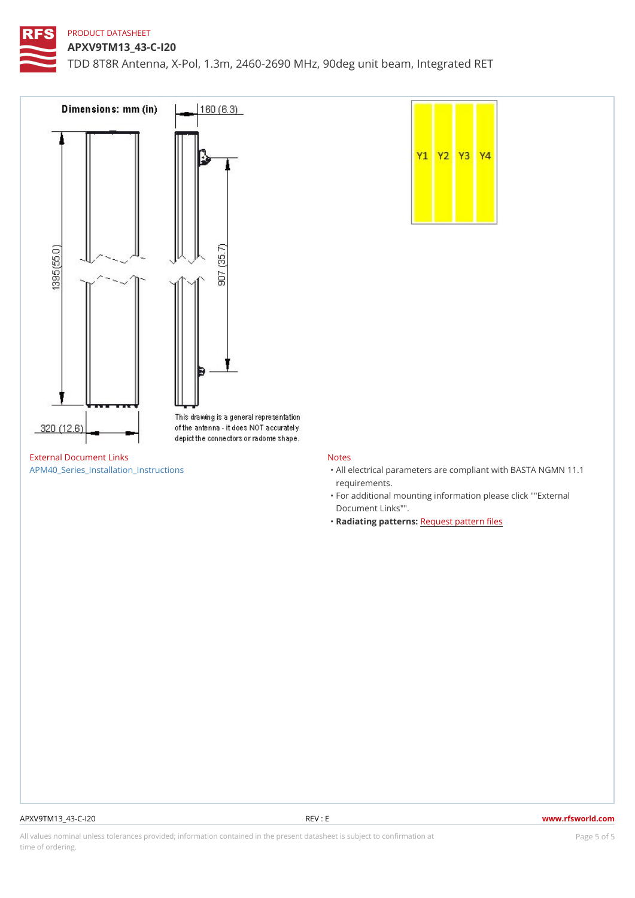PRODUCT DATASHEET

# APXV9TM13_43-C-I20

TDD 8T8R Antenna, X-Pol, 1.3m, 2460-2690 MHz, 90deg unit beam, Integrated RET

Dimensions: mm (in)

160 (6.3)

1395 (55.0)

907 (35.7)

320 (12.6)

This drawing is a general representation of the antenna - it does NOT accurately depict the connectors or radome shape.

Y1 Y2 Y3 Y4

## External Document Links

APM40_Series_Installation_Instructions

## Notes

- All electrical parameters are compliant with BASTA NGMN 11.1 requirements.
- For additional mounting information please click ""External Document Links"".
- **Radiating patterns:** Request pattern files

APXV9TM13_43-C-I20 REV : E www.rfsworld.com

All values nominal unless tolerances provided; information contained in the present datasheet is subject to confirmation at time of ordering.